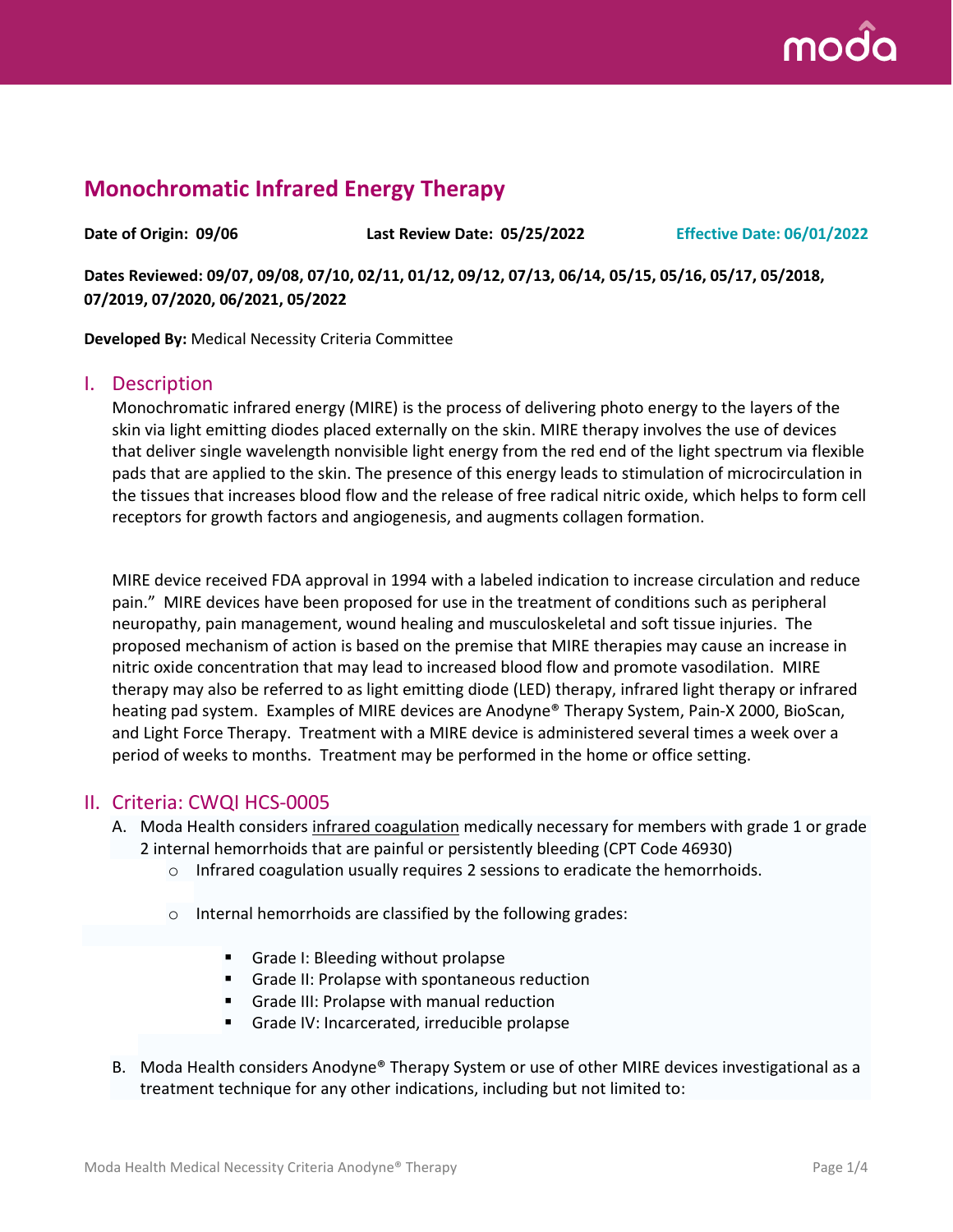# Monochromatic Infrared Energy Therapy

**Date of Origin: 09/06** **Last Review Date: 05/25/2022** **Effective Date: 06/01/2022**

**Dates Reviewed: 09/07, 09/08, 07/10, 02/11, 01/12, 09/12, 07/13, 06/14, 05/15, 05/16, 05/17, 05/2018, 07/2019, 07/2020, 06/2021, 05/2022**

**Developed By:** Medical Necessity Criteria Committee

## I. Description

Monochromatic infrared energy (MIRE) is the process of delivering photo energy to the layers of the skin via light emitting diodes placed externally on the skin. MIRE therapy involves the use of devices that deliver single wavelength nonvisible light energy from the red end of the light spectrum via flexible pads that are applied to the skin. The presence of this energy leads to stimulation of microcirculation in the tissues that increases blood flow and the release of free radical nitric oxide, which helps to form cell receptors for growth factors and angiogenesis, and augments collagen formation.

MIRE device received FDA approval in 1994 with a labeled indication to increase circulation and reduce pain." MIRE devices have been proposed for use in the treatment of conditions such as peripheral neuropathy, pain management, wound healing and musculoskeletal and soft tissue injuries. The proposed mechanism of action is based on the premise that MIRE therapies may cause an increase in nitric oxide concentration that may lead to increased blood flow and promote vasodilation. MIRE therapy may also be referred to as light emitting diode (LED) therapy, infrared light therapy or infrared heating pad system. Examples of MIRE devices are Anodyne® Therapy System, Pain-X 2000, BioScan, and Light Force Therapy. Treatment with a MIRE device is administered several times a week over a period of weeks to months. Treatment may be performed in the home or office setting.

## II. Criteria: CWQI HCS-0005

A. Moda Health considers infrared coagulation medically necessary for members with grade 1 or grade 2 internal hemorrhoids that are painful or persistently bleeding (CPT Code 46930)
   - Infrared coagulation usually requires 2 sessions to eradicate the hemorrhoids.
   - Internal hemorrhoids are classified by the following grades:
     - Grade I: Bleeding without prolapse
     - Grade II: Prolapse with spontaneous reduction
     - Grade III: Prolapse with manual reduction
     - Grade IV: Incarcerated, irreducible prolapse

B. Moda Health considers Anodyne® Therapy System or use of other MIRE devices investigational as a treatment technique for any other indications, including but not limited to: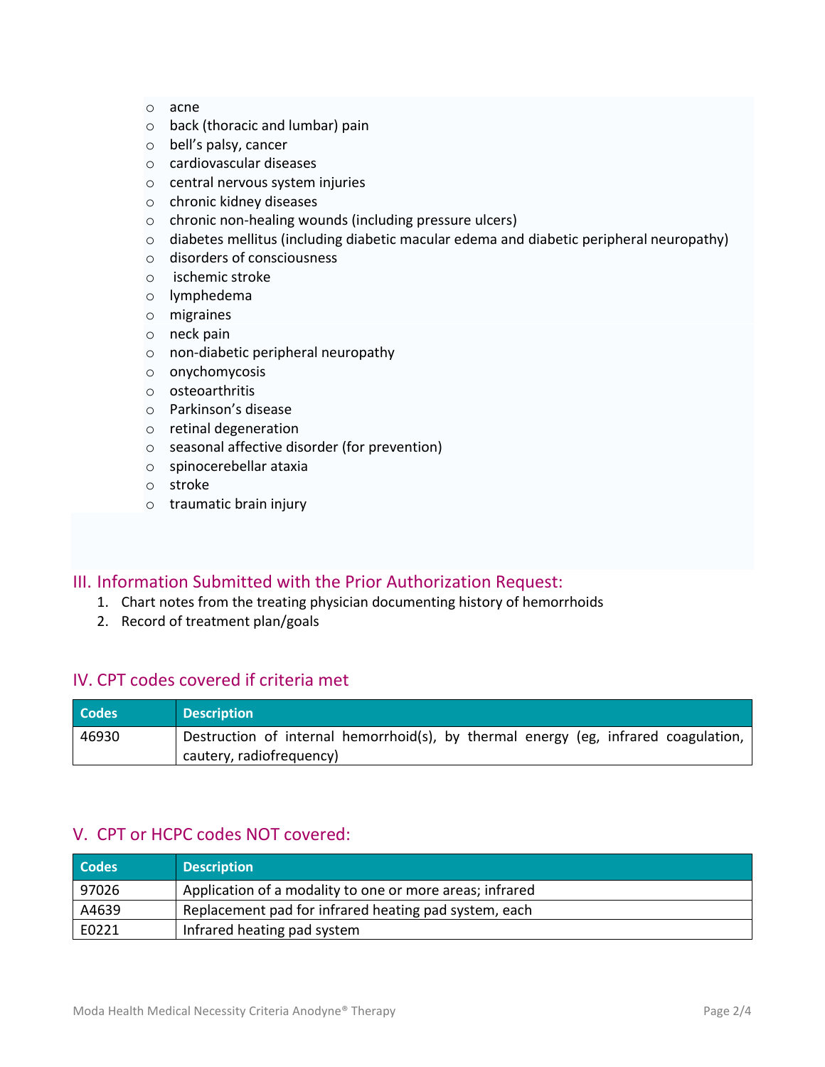- acne
- back (thoracic and lumbar) pain
- bell's palsy, cancer
- cardiovascular diseases
- central nervous system injuries
- chronic kidney diseases
- chronic non-healing wounds (including pressure ulcers)
- diabetes mellitus (including diabetic macular edema and diabetic peripheral neuropathy)
- disorders of consciousness
- ischemic stroke
- lymphedema
- migraines
- neck pain
- non-diabetic peripheral neuropathy
- onychomycosis
- osteoarthritis
- Parkinson's disease
- retinal degeneration
- seasonal affective disorder (for prevention)
- spinocerebellar ataxia
- stroke
- traumatic brain injury

## III. Information Submitted with the Prior Authorization Request:

1. Chart notes from the treating physician documenting history of hemorrhoids
2. Record of treatment plan/goals

## IV. CPT codes covered if criteria met

| Codes | Description |
|---|---|
| 46930 | Destruction of internal hemorrhoid(s), by thermal energy (eg, infrared coagulation, cautery, radiofrequency) |

## V. CPT or HCPC codes NOT covered:

| Codes | Description |
|---|---|
| 97026 | Application of a modality to one or more areas; infrared |
| A4639 | Replacement pad for infrared heating pad system, each |
| E0221 | Infrared heating pad system |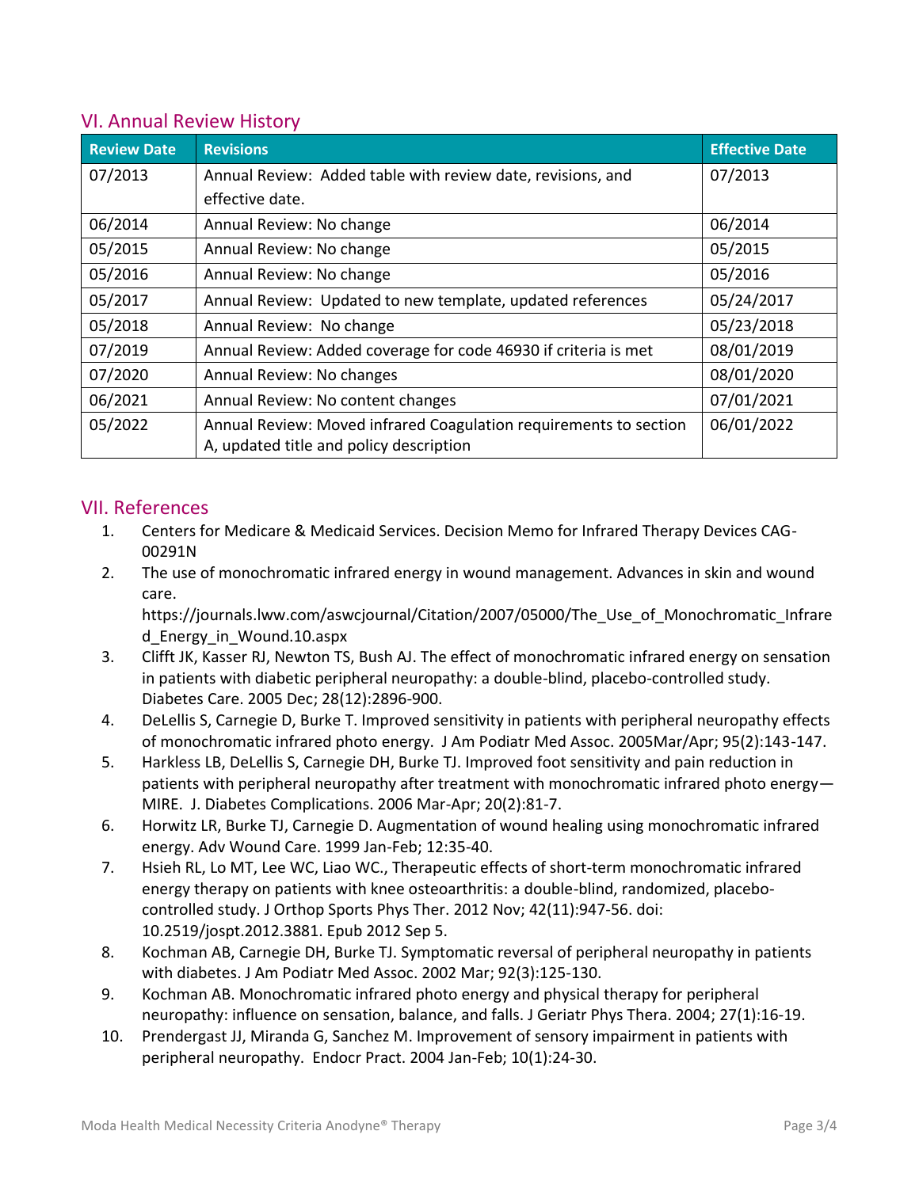## VI. Annual Review History

| Review Date | Revisions | Effective Date |
|---|---|---|
| 07/2013 | Annual Review: Added table with review date, revisions, and effective date. | 07/2013 |
| 06/2014 | Annual Review: No change | 06/2014 |
| 05/2015 | Annual Review: No change | 05/2015 |
| 05/2016 | Annual Review: No change | 05/2016 |
| 05/2017 | Annual Review: Updated to new template, updated references | 05/24/2017 |
| 05/2018 | Annual Review: No change | 05/23/2018 |
| 07/2019 | Annual Review: Added coverage for code 46930 if criteria is met | 08/01/2019 |
| 07/2020 | Annual Review: No changes | 08/01/2020 |
| 06/2021 | Annual Review: No content changes | 07/01/2021 |
| 05/2022 | Annual Review: Moved infrared Coagulation requirements to section A, updated title and policy description | 06/01/2022 |

## VII. References

1. Centers for Medicare & Medicaid Services. Decision Memo for Infrared Therapy Devices CAG-00291N
2. The use of monochromatic infrared energy in wound management. Advances in skin and wound care. https://journals.lww.com/aswcjournal/Citation/2007/05000/The_Use_of_Monochromatic_Infrared_Energy_in_Wound.10.aspx
3. Clifft JK, Kasser RJ, Newton TS, Bush AJ. The effect of monochromatic infrared energy on sensation in patients with diabetic peripheral neuropathy: a double-blind, placebo-controlled study. Diabetes Care. 2005 Dec; 28(12):2896-900.
4. DeLellis S, Carnegie D, Burke T. Improved sensitivity in patients with peripheral neuropathy effects of monochromatic infrared photo energy. J Am Podiatr Med Assoc. 2005Mar/Apr; 95(2):143-147.
5. Harkless LB, DeLellis S, Carnegie DH, Burke TJ. Improved foot sensitivity and pain reduction in patients with peripheral neuropathy after treatment with monochromatic infrared photo energy—MIRE. J. Diabetes Complications. 2006 Mar-Apr; 20(2):81-7.
6. Horwitz LR, Burke TJ, Carnegie D. Augmentation of wound healing using monochromatic infrared energy. Adv Wound Care. 1999 Jan-Feb; 12:35-40.
7. Hsieh RL, Lo MT, Lee WC, Liao WC., Therapeutic effects of short-term monochromatic infrared energy therapy on patients with knee osteoarthritis: a double-blind, randomized, placebo-controlled study. J Orthop Sports Phys Ther. 2012 Nov; 42(11):947-56. doi: 10.2519/jospt.2012.3881. Epub 2012 Sep 5.
8. Kochman AB, Carnegie DH, Burke TJ. Symptomatic reversal of peripheral neuropathy in patients with diabetes. J Am Podiatr Med Assoc. 2002 Mar; 92(3):125-130.
9. Kochman AB. Monochromatic infrared photo energy and physical therapy for peripheral neuropathy: influence on sensation, balance, and falls. J Geriatr Phys Thera. 2004; 27(1):16-19.
10. Prendergast JJ, Miranda G, Sanchez M. Improvement of sensory impairment in patients with peripheral neuropathy. Endocr Pract. 2004 Jan-Feb; 10(1):24-30.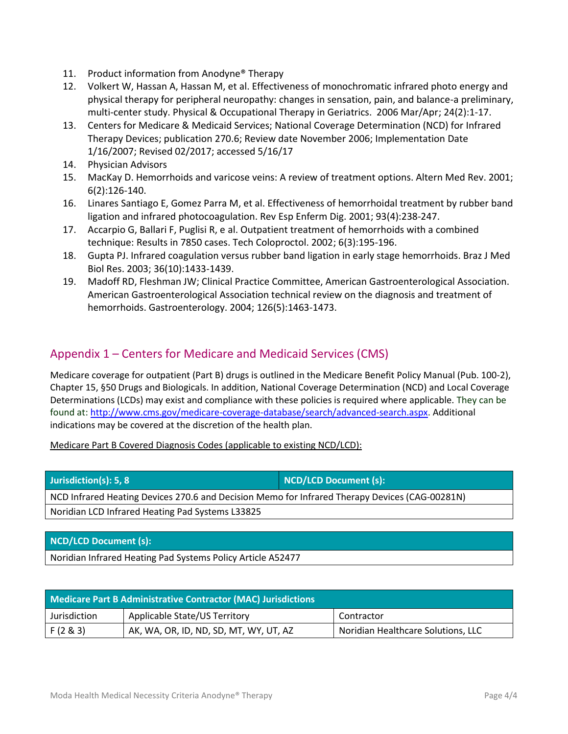11. Product information from Anodyne® Therapy
12. Volkert W, Hassan A, Hassan M, et al. Effectiveness of monochromatic infrared photo energy and physical therapy for peripheral neuropathy: changes in sensation, pain, and balance-a preliminary, multi-center study. Physical & Occupational Therapy in Geriatrics. 2006 Mar/Apr; 24(2):1-17.
13. Centers for Medicare & Medicaid Services; National Coverage Determination (NCD) for Infrared Therapy Devices; publication 270.6; Review date November 2006; Implementation Date 1/16/2007; Revised 02/2017; accessed 5/16/17
14. Physician Advisors
15. MacKay D. Hemorrhoids and varicose veins: A review of treatment options. Altern Med Rev. 2001; 6(2):126-140.
16. Linares Santiago E, Gomez Parra M, et al. Effectiveness of hemorrhoidal treatment by rubber band ligation and infrared photocoagulation. Rev Esp Enferm Dig. 2001; 93(4):238-247.
17. Accarpio G, Ballari F, Puglisi R, e al. Outpatient treatment of hemorrhoids with a combined technique: Results in 7850 cases. Tech Coloproctol. 2002; 6(3):195-196.
18. Gupta PJ. Infrared coagulation versus rubber band ligation in early stage hemorrhoids. Braz J Med Biol Res. 2003; 36(10):1433-1439.
19. Madoff RD, Fleshman JW; Clinical Practice Committee, American Gastroenterological Association. American Gastroenterological Association technical review on the diagnosis and treatment of hemorrhoids. Gastroenterology. 2004; 126(5):1463-1473.

## Appendix 1 – Centers for Medicare and Medicaid Services (CMS)

Medicare coverage for outpatient (Part B) drugs is outlined in the Medicare Benefit Policy Manual (Pub. 100-2), Chapter 15, §50 Drugs and Biologicals. In addition, National Coverage Determination (NCD) and Local Coverage Determinations (LCDs) may exist and compliance with these policies is required where applicable. They can be found at: http://www.cms.gov/medicare-coverage-database/search/advanced-search.aspx. Additional indications may be covered at the discretion of the health plan.

Medicare Part B Covered Diagnosis Codes (applicable to existing NCD/LCD):

| Jurisdiction(s): 5, 8 | NCD/LCD Document (s): |
|---|---|
| NCD Infrared Heating Devices 270.6 and Decision Memo for Infrared Therapy Devices (CAG-00281N) | |
| Noridian LCD Infrared Heating Pad Systems L33825 | |

| NCD/LCD Document (s): |
|---|
| Noridian Infrared Heating Pad Systems Policy Article A52477 |

| Medicare Part B Administrative Contractor (MAC) Jurisdictions | | |
|---|---|---|
| Jurisdiction | Applicable State/US Territory | Contractor |
| F (2 & 3) | AK, WA, OR, ID, ND, SD, MT, WY, UT, AZ | Noridian Healthcare Solutions, LLC |